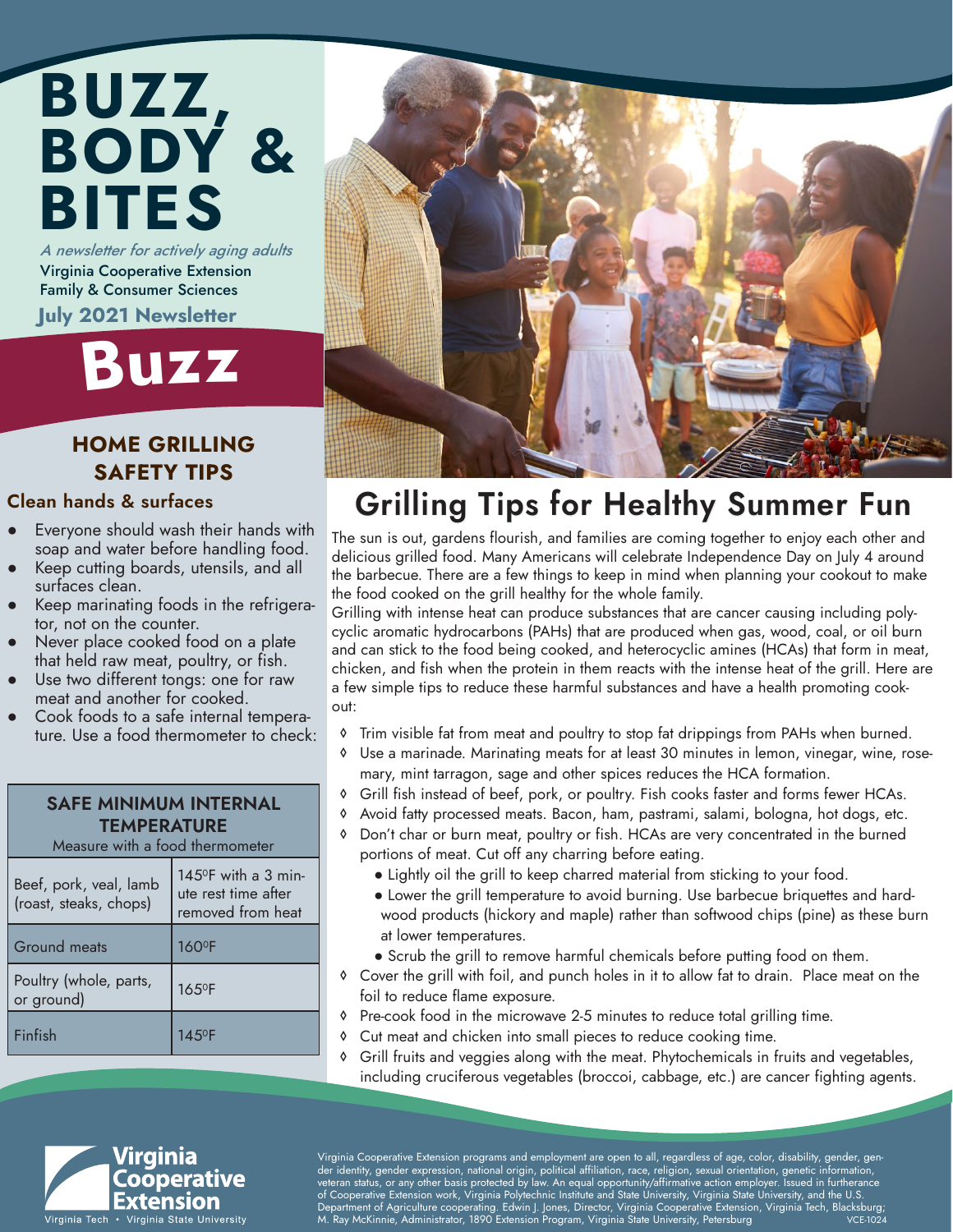# BUZZ, BODY & BITES

*A newsletter for actively aging adults*

Virginia Cooperative Extension
Family & Consumer Sciences

**July 2021 Newsletter**

# Buzz

## HOME GRILLING SAFETY TIPS

### Clean hands & surfaces

- Everyone should wash their hands with soap and water before handling food.
- Keep cutting boards, utensils, and all surfaces clean.
- Keep marinating foods in the refrigerator, not on the counter.
- Never place cooked food on a plate that held raw meat, poultry, or fish.
- Use two different tongs: one for raw meat and another for cooked.
- Cook foods to a safe internal temperature. Use a food thermometer to check:

**SAFE MINIMUM INTERNAL TEMPERATURE**
Measure with a food thermometer

| Food | Temperature |
|---|---|
| Beef, pork, veal, lamb (roast, steaks, chops) | 145ºF with a 3 minute rest time after removed from heat |
| Ground meats | 160ºF |
| Poultry (whole, parts, or ground) | 165ºF |
| Finfish | 145ºF |

## Grilling Tips for Healthy Summer Fun

The sun is out, gardens flourish, and families are coming together to enjoy each other and delicious grilled food. Many Americans will celebrate Independence Day on July 4 around the barbecue. There are a few things to keep in mind when planning your cookout to make the food cooked on the grill healthy for the whole family.

Grilling with intense heat can produce substances that are cancer causing including polycyclic aromatic hydrocarbons (PAHs) that are produced when gas, wood, coal, or oil burn and can stick to the food being cooked, and heterocyclic amines (HCAs) that form in meat, chicken, and fish when the protein in them reacts with the intense heat of the grill. Here are a few simple tips to reduce these harmful substances and have a health promoting cookout:

- Trim visible fat from meat and poultry to stop fat drippings from PAHs when burned.
- Use a marinade. Marinating meats for at least 30 minutes in lemon, vinegar, wine, rosemary, mint tarragon, sage and other spices reduces the HCA formation.
- Grill fish instead of beef, pork, or poultry. Fish cooks faster and forms fewer HCAs.
- Avoid fatty processed meats. Bacon, ham, pastrami, salami, bologna, hot dogs, etc.
- Don't char or burn meat, poultry or fish. HCAs are very concentrated in the burned portions of meat. Cut off any charring before eating.
  - Lightly oil the grill to keep charred material from sticking to your food.
  - Lower the grill temperature to avoid burning. Use barbecue briquettes and hardwood products (hickory and maple) rather than softwood chips (pine) as these burn at lower temperatures.
  - Scrub the grill to remove harmful chemicals before putting food on them.
- Cover the grill with foil, and punch holes in it to allow fat to drain. Place meat on the foil to reduce flame exposure.
- Pre-cook food in the microwave 2-5 minutes to reduce total grilling time.
- Cut meat and chicken into small pieces to reduce cooking time.
- Grill fruits and veggies along with the meat. Phytochemicals in fruits and vegetables, including cruciferous vegetables (broccoi, cabbage, etc.) are cancer fighting agents.

Virginia Cooperative Extension
Virginia Tech • Virginia State University

Virginia Cooperative Extension programs and employment are open to all, regardless of age, color, disability, gender, gender identity, gender expression, national origin, political affiliation, race, religion, sexual orientation, genetic information, veteran status, or any other basis protected by law. An equal opportunity/affirmative action employer. Issued in furtherance of Cooperative Extension work, Virginia Polytechnic Institute and State University, Virginia State University, and the U.S. Department of Agriculture cooperating. Edwin J. Jones, Director, Virginia Cooperative Extension, Virginia Tech, Blacksburg; M. Ray McKinnie, Administrator, 1890 Extension Program, Virginia State University, Petersburg VCE-1024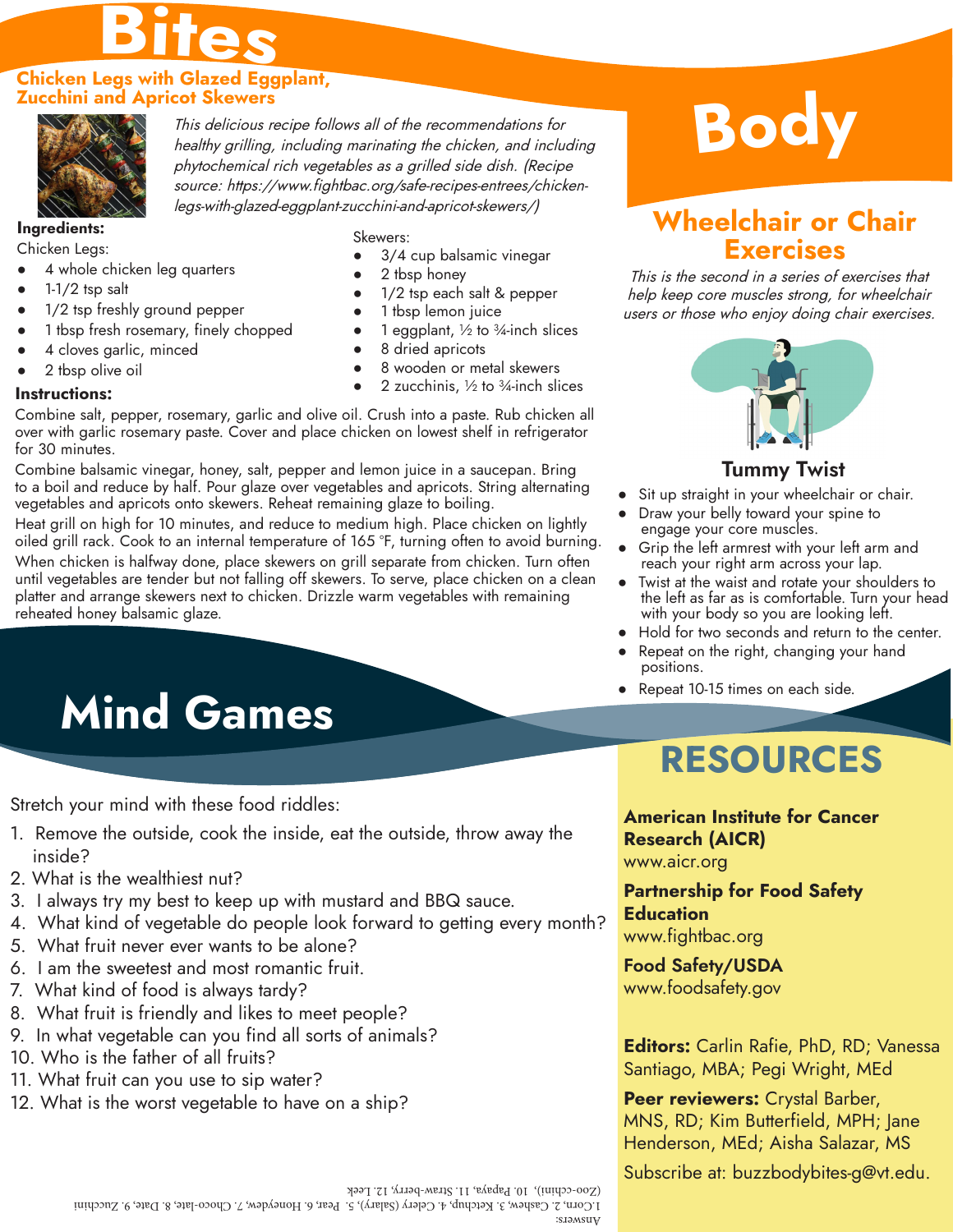# Bites

## Chicken Legs with Glazed Eggplant, Zucchini and Apricot Skewers

*This delicious recipe follows all of the recommendations for healthy grilling, including marinating the chicken, and including phytochemical rich vegetables as a grilled side dish. (Recipe source: https://www.fightbac.org/safe-recipes-entrees/chicken-legs-with-glazed-eggplant-zucchini-and-apricot-skewers/)*

**Ingredients:**

Chicken Legs:

- 4 whole chicken leg quarters
- 1-1/2 tsp salt
- 1/2 tsp freshly ground pepper
- 1 tbsp fresh rosemary, finely chopped
- 4 cloves garlic, minced
- 2 tbsp olive oil

Skewers:

- 3/4 cup balsamic vinegar
- 2 tbsp honey
- 1/2 tsp each salt & pepper
- 1 tbsp lemon juice
- 1 eggplant, ½ to ¾-inch slices
- 8 dried apricots
- 8 wooden or metal skewers
- 2 zucchinis, ½ to ¾-inch slices

**Instructions:**

Combine salt, pepper, rosemary, garlic and olive oil. Crush into a paste. Rub chicken all over with garlic rosemary paste. Cover and place chicken on lowest shelf in refrigerator for 30 minutes.

Combine balsamic vinegar, honey, salt, pepper and lemon juice in a saucepan. Bring to a boil and reduce by half. Pour glaze over vegetables and apricots. String alternating vegetables and apricots onto skewers. Reheat remaining glaze to boiling.

Heat grill on high for 10 minutes, and reduce to medium high. Place chicken on lightly oiled grill rack. Cook to an internal temperature of 165 °F, turning often to avoid burning.

When chicken is halfway done, place skewers on grill separate from chicken. Turn often until vegetables are tender but not falling off skewers. To serve, place chicken on a clean platter and arrange skewers next to chicken. Drizzle warm vegetables with remaining reheated honey balsamic glaze.

# Body

## Wheelchair or Chair Exercises

*This is the second in a series of exercises that help keep core muscles strong, for wheelchair users or those who enjoy doing chair exercises.*

### Tummy Twist

- Sit up straight in your wheelchair or chair.
- Draw your belly toward your spine to engage your core muscles.
- Grip the left armrest with your left arm and reach your right arm across your lap.
- Twist at the waist and rotate your shoulders to the left as far as is comfortable. Turn your head with your body so you are looking left.
- Hold for two seconds and return to the center.
- Repeat on the right, changing your hand positions.
- Repeat 10-15 times on each side.

# Mind Games

Stretch your mind with these food riddles:

1. Remove the outside, cook the inside, eat the outside, throw away the inside?
2. What is the wealthiest nut?
3. I always try my best to keep up with mustard and BBQ sauce.
4. What kind of vegetable do people look forward to getting every month?
5. What fruit never ever wants to be alone?
6. I am the sweetest and most romantic fruit.
7. What kind of food is always tardy?
8. What fruit is friendly and likes to meet people?
9. In what vegetable can you find all sorts of animals?
10. Who is the father of all fruits?
11. What fruit can you use to sip water?
12. What is the worst vegetable to have on a ship?

Answers:
1.Corn, 2. Cashew, 3. Ketchup, 4. Celery (Salary), 5. Pear, 6. Honeydew, 7. Choco-late, 8. Date, 9. Zucchini (Zoo-cchini), 10. Papaya, 11. Straw-berry, 12. Leek

# RESOURCES

**American Institute for Cancer Research (AICR)**
www.aicr.org

**Partnership for Food Safety Education**
www.fightbac.org

**Food Safety/USDA**
www.foodsafety.gov

**Editors:** Carlin Rafie, PhD, RD; Vanessa Santiago, MBA; Pegi Wright, MEd

**Peer reviewers:** Crystal Barber, MNS, RD; Kim Butterfield, MPH; Jane Henderson, MEd; Aisha Salazar, MS

Subscribe at: buzzbodybites-g@vt.edu.